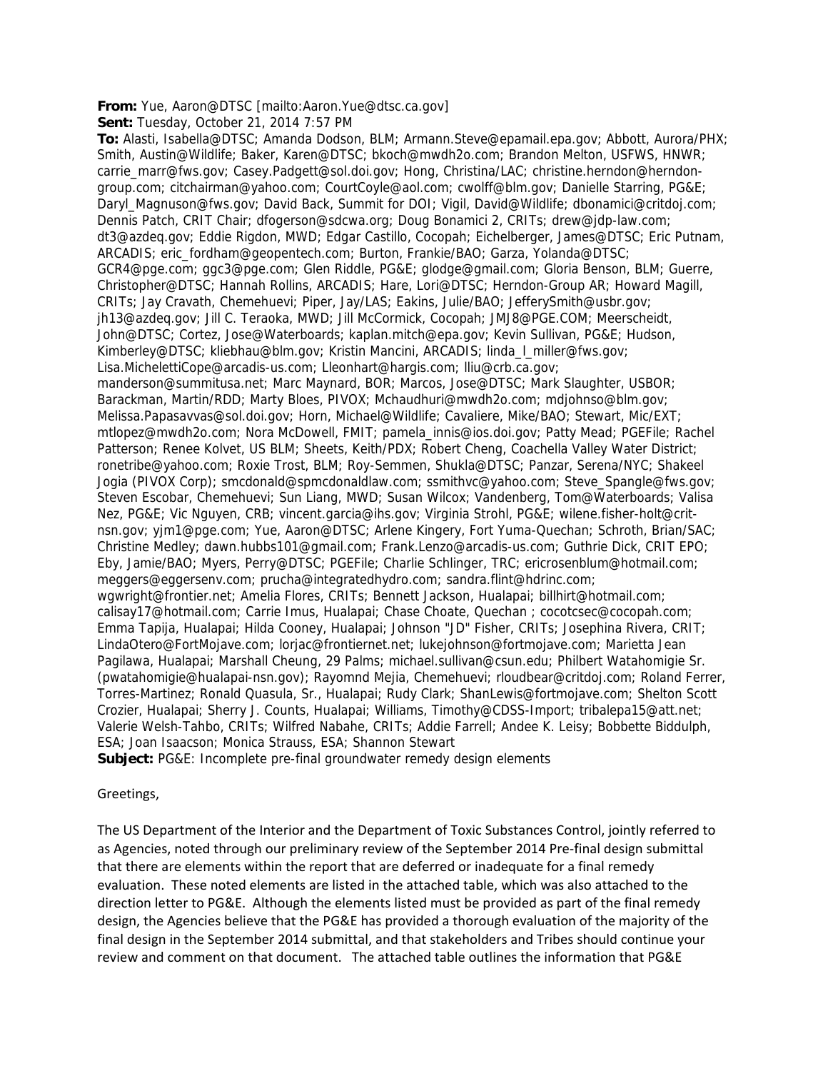**From:** Yue, Aaron@DTSC [mailto:Aaron.Yue@dtsc.ca.gov]
**Sent:** Tuesday, October 21, 2014 7:57 PM
**To:** Alasti, Isabella@DTSC; Amanda Dodson, BLM; Armann.Steve@epamail.epa.gov; Abbott, Aurora/PHX; Smith, Austin@Wildlife; Baker, Karen@DTSC; bkoch@mwdh2o.com; Brandon Melton, USFWS, HNWR; carrie_marr@fws.gov; Casey.Padgett@sol.doi.gov; Hong, Christina/LAC; christine.herndon@herndon-group.com; citchairman@yahoo.com; CourtCoyle@aol.com; cwolff@blm.gov; Danielle Starring, PG&E; Daryl_Magnuson@fws.gov; David Back, Summit for DOI; Vigil, David@Wildlife; dbonamici@critdoj.com; Dennis Patch, CRIT Chair; dfogerson@sdcwa.org; Doug Bonamici 2, CRITs; drew@jdp-law.com; dt3@azdeq.gov; Eddie Rigdon, MWD; Edgar Castillo, Cocopah; Eichelberger, James@DTSC; Eric Putnam, ARCADIS; eric_fordham@geopentech.com; Burton, Frankie/BAO; Garza, Yolanda@DTSC; GCR4@pge.com; ggc3@pge.com; Glen Riddle, PG&E; glodge@gmail.com; Gloria Benson, BLM; Guerre, Christopher@DTSC; Hannah Rollins, ARCADIS; Hare, Lori@DTSC; Herndon-Group AR; Howard Magill, CRITs; Jay Cravath, Chemehuevi; Piper, Jay/LAS; Eakins, Julie/BAO; JefferySmith@usbr.gov; jh13@azdeq.gov; Jill C. Teraoka, MWD; Jill McCormick, Cocopah; JMJ8@PGE.COM; Meerscheidt, John@DTSC; Cortez, Jose@Waterboards; kaplan.mitch@epa.gov; Kevin Sullivan, PG&E; Hudson, Kimberley@DTSC; kliebhau@blm.gov; Kristin Mancini, ARCADIS; linda_l_miller@fws.gov; Lisa.MichelettiCope@arcadis-us.com; Lleonhart@hargis.com; lliu@crb.ca.gov; manderson@summitusa.net; Marc Maynard, BOR; Marcos, Jose@DTSC; Mark Slaughter, USBOR; Barackman, Martin/RDD; Marty Bloes, PIVOX; Mchaudhuri@mwdh2o.com; mdjohnso@blm.gov; Melissa.Papasavvas@sol.doi.gov; Horn, Michael@Wildlife; Cavaliere, Mike/BAO; Stewart, Mic/EXT; mtlopez@mwdh2o.com; Nora McDowell, FMIT; pamela_innis@ios.doi.gov; Patty Mead; PGEFile; Rachel Patterson; Renee Kolvet, US BLM; Sheets, Keith/PDX; Robert Cheng, Coachella Valley Water District; ronetribe@yahoo.com; Roxie Trost, BLM; Roy-Semmen, Shukla@DTSC; Panzar, Serena/NYC; Shakeel Jogia (PIVOX Corp); smcdonald@spmcdonaldlaw.com; ssmithvc@yahoo.com; Steve_Spangle@fws.gov; Steven Escobar, Chemehuevi; Sun Liang, MWD; Susan Wilcox; Vandenberg, Tom@Waterboards; Valisa Nez, PG&E; Vic Nguyen, CRB; vincent.garcia@ihs.gov; Virginia Strohl, PG&E; wilene.fisher-holt@crit-nsn.gov; yjm1@pge.com; Yue, Aaron@DTSC; Arlene Kingery, Fort Yuma-Quechan; Schroth, Brian/SAC; Christine Medley; dawn.hubbs101@gmail.com; Frank.Lenzo@arcadis-us.com; Guthrie Dick, CRIT EPO; Eby, Jamie/BAO; Myers, Perry@DTSC; PGEFile; Charlie Schlinger, TRC; ericrosenblum@hotmail.com; meggers@eggersenv.com; prucha@integratedhydro.com; sandra.flint@hdrinc.com; wgwright@frontier.net; Amelia Flores, CRITs; Bennett Jackson, Hualapai; billhirt@hotmail.com; calisay17@hotmail.com; Carrie Imus, Hualapai; Chase Choate, Quechan ; cocotcsec@cocopah.com; Emma Tapija, Hualapai; Hilda Cooney, Hualapai; Johnson "JD" Fisher, CRITs; Josephina Rivera, CRIT; LindaOtero@FortMojave.com; lorjac@frontiernet.net; lukejohnson@fortmojave.com; Marietta Jean Pagilawa, Hualapai; Marshall Cheung, 29 Palms; michael.sullivan@csun.edu; Philbert Watahomigie Sr. (pwatahomigie@hualapai-nsn.gov); Rayomnd Mejia, Chemehuevi; rloudbear@critdoj.com; Roland Ferrer, Torres-Martinez; Ronald Quasula, Sr., Hualapai; Rudy Clark; ShanLewis@fortmojave.com; Shelton Scott Crozier, Hualapai; Sherry J. Counts, Hualapai; Williams, Timothy@CDSS-Import; tribalepa15@att.net; Valerie Welsh-Tahbo, CRITs; Wilfred Nabahe, CRITs; Addie Farrell; Andee K. Leisy; Bobbette Biddulph, ESA; Joan Isaacson; Monica Strauss, ESA; Shannon Stewart
**Subject:** PG&E: Incomplete pre-final groundwater remedy design elements

Greetings,

The US Department of the Interior and the Department of Toxic Substances Control, jointly referred to as Agencies, noted through our preliminary review of the September 2014 Pre-final design submittal that there are elements within the report that are deferred or inadequate for a final remedy evaluation. These noted elements are listed in the attached table, which was also attached to the direction letter to PG&E. Although the elements listed must be provided as part of the final remedy design, the Agencies believe that the PG&E has provided a thorough evaluation of the majority of the final design in the September 2014 submittal, and that stakeholders and Tribes should continue your review and comment on that document. The attached table outlines the information that PG&E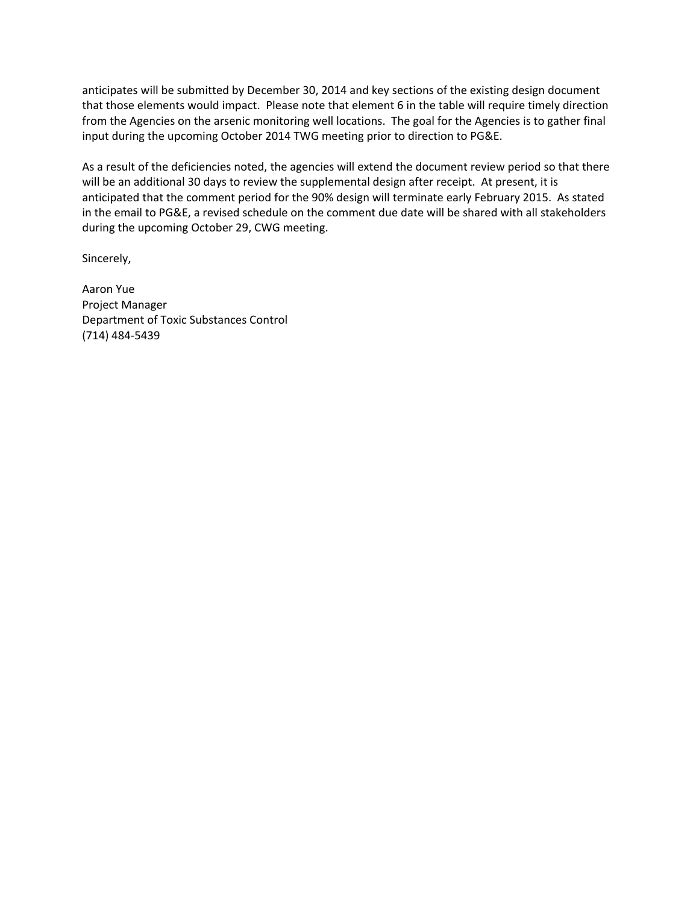anticipates will be submitted by December 30, 2014 and key sections of the existing design document that those elements would impact. Please note that element 6 in the table will require timely direction from the Agencies on the arsenic monitoring well locations. The goal for the Agencies is to gather final input during the upcoming October 2014 TWG meeting prior to direction to PG&E.

As a result of the deficiencies noted, the agencies will extend the document review period so that there will be an additional 30 days to review the supplemental design after receipt. At present, it is anticipated that the comment period for the 90% design will terminate early February 2015. As stated in the email to PG&E, a revised schedule on the comment due date will be shared with all stakeholders during the upcoming October 29, CWG meeting.

Sincerely,

Aaron Yue  
Project Manager  
Department of Toxic Substances Control  
(714) 484-5439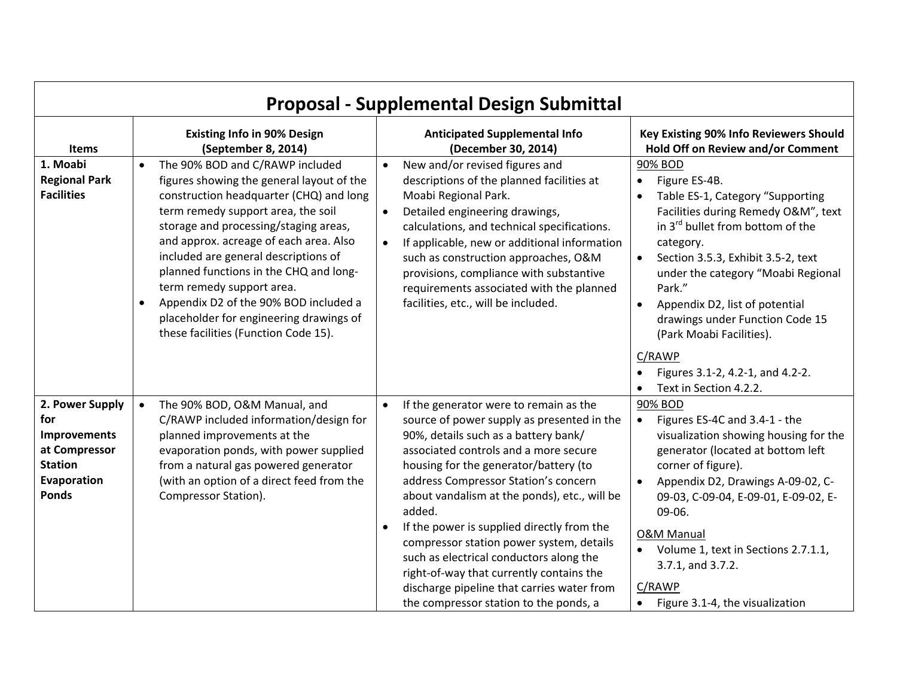# Proposal - Supplemental Design Submittal

| Items | Existing Info in 90% Design (September 8, 2014) | Anticipated Supplemental Info (December 30, 2014) | Key Existing 90% Info Reviewers Should Hold Off on Review and/or Comment |
|---|---|---|---|
| **1. Moabi Regional Park Facilities** | • The 90% BOD and C/RAWP included figures showing the general layout of the construction headquarter (CHQ) and long term remedy support area, the soil storage and processing/staging areas, and approx. acreage of each area. Also included are general descriptions of planned functions in the CHQ and long-term remedy support area.<br>• Appendix D2 of the 90% BOD included a placeholder for engineering drawings of these facilities (Function Code 15). | • New and/or revised figures and descriptions of the planned facilities at Moabi Regional Park.<br>• Detailed engineering drawings, calculations, and technical specifications.<br>• If applicable, new or additional information such as construction approaches, O&M provisions, compliance with substantive requirements associated with the planned facilities, etc., will be included. | 90% BOD<br>• Figure ES-4B.<br>• Table ES-1, Category "Supporting Facilities during Remedy O&M", text in 3rd bullet from bottom of the category.<br>• Section 3.5.3, Exhibit 3.5-2, text under the category "Moabi Regional Park."<br>• Appendix D2, list of potential drawings under Function Code 15 (Park Moabi Facilities).<br><br>C/RAWP<br>• Figures 3.1-2, 4.2-1, and 4.2-2.<br>• Text in Section 4.2.2. |
| **2. Power Supply for Improvements at Compressor Station Evaporation Ponds** | • The 90% BOD, O&M Manual, and C/RAWP included information/design for planned improvements at the evaporation ponds, with power supplied from a natural gas powered generator (with an option of a direct feed from the Compressor Station). | • If the generator were to remain as the source of power supply as presented in the 90%, details such as a battery bank/ associated controls and a more secure housing for the generator/battery (to address Compressor Station's concern about vandalism at the ponds), etc., will be added.<br>• If the power is supplied directly from the compressor station power system, details such as electrical conductors along the right-of-way that currently contains the discharge pipeline that carries water from the compressor station to the ponds, a | 90% BOD<br>• Figures ES-4C and 3.4-1 - the visualization showing housing for the generator (located at bottom left corner of figure).<br>• Appendix D2, Drawings A-09-02, C-09-03, C-09-04, E-09-01, E-09-02, E-09-06.<br><br>O&M Manual<br>• Volume 1, text in Sections 2.7.1.1, 3.7.1, and 3.7.2.<br><br>C/RAWP<br>• Figure 3.1-4, the visualization |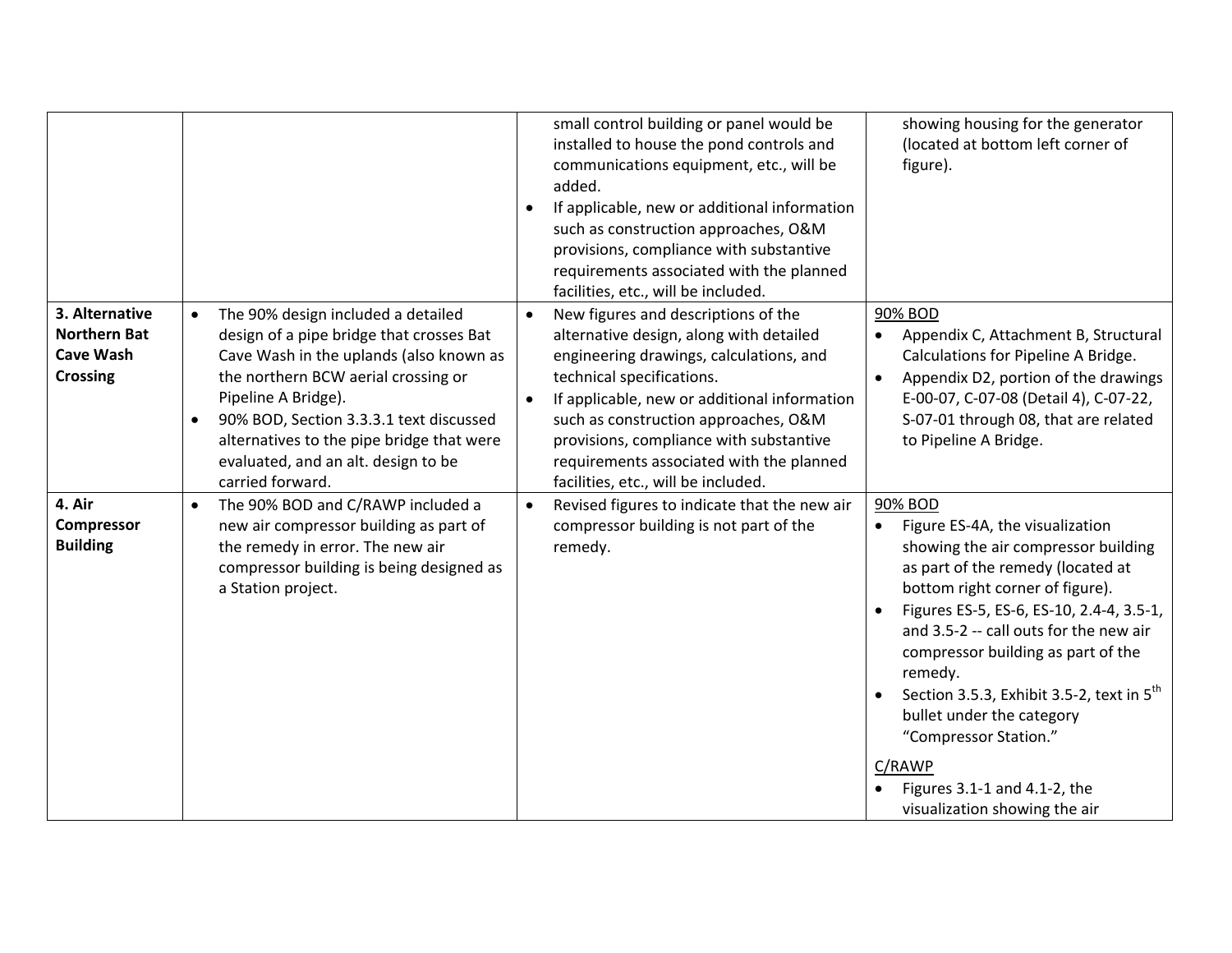| | | | |
|---|---|---|---|
| | | small control building or panel would be installed to house the pond controls and communications equipment, etc., will be added.<br>• If applicable, new or additional information such as construction approaches, O&M provisions, compliance with substantive requirements associated with the planned facilities, etc., will be included. | showing housing for the generator (located at bottom left corner of figure). |
| **3. Alternative Northern Bat Cave Wash Crossing** | • The 90% design included a detailed design of a pipe bridge that crosses Bat Cave Wash in the uplands (also known as the northern BCW aerial crossing or Pipeline A Bridge).<br>• 90% BOD, Section 3.3.3.1 text discussed alternatives to the pipe bridge that were evaluated, and an alt. design to be carried forward. | • New figures and descriptions of the alternative design, along with detailed engineering drawings, calculations, and technical specifications.<br>• If applicable, new or additional information such as construction approaches, O&M provisions, compliance with substantive requirements associated with the planned facilities, etc., will be included. | 90% BOD<br>• Appendix C, Attachment B, Structural Calculations for Pipeline A Bridge.<br>• Appendix D2, portion of the drawings E-00-07, C-07-08 (Detail 4), C-07-22, S-07-01 through 08, that are related to Pipeline A Bridge. |
| **4. Air Compressor Building** | • The 90% BOD and C/RAWP included a new air compressor building as part of the remedy in error. The new air compressor building is being designed as a Station project. | • Revised figures to indicate that the new air compressor building is not part of the remedy. | 90% BOD<br>• Figure ES-4A, the visualization showing the air compressor building as part of the remedy (located at bottom right corner of figure).<br>• Figures ES-5, ES-6, ES-10, 2.4-4, 3.5-1, and 3.5-2 -- call outs for the new air compressor building as part of the remedy.<br>• Section 3.5.3, Exhibit 3.5-2, text in 5th bullet under the category "Compressor Station."<br><br>C/RAWP<br>• Figures 3.1-1 and 4.1-2, the visualization showing the air |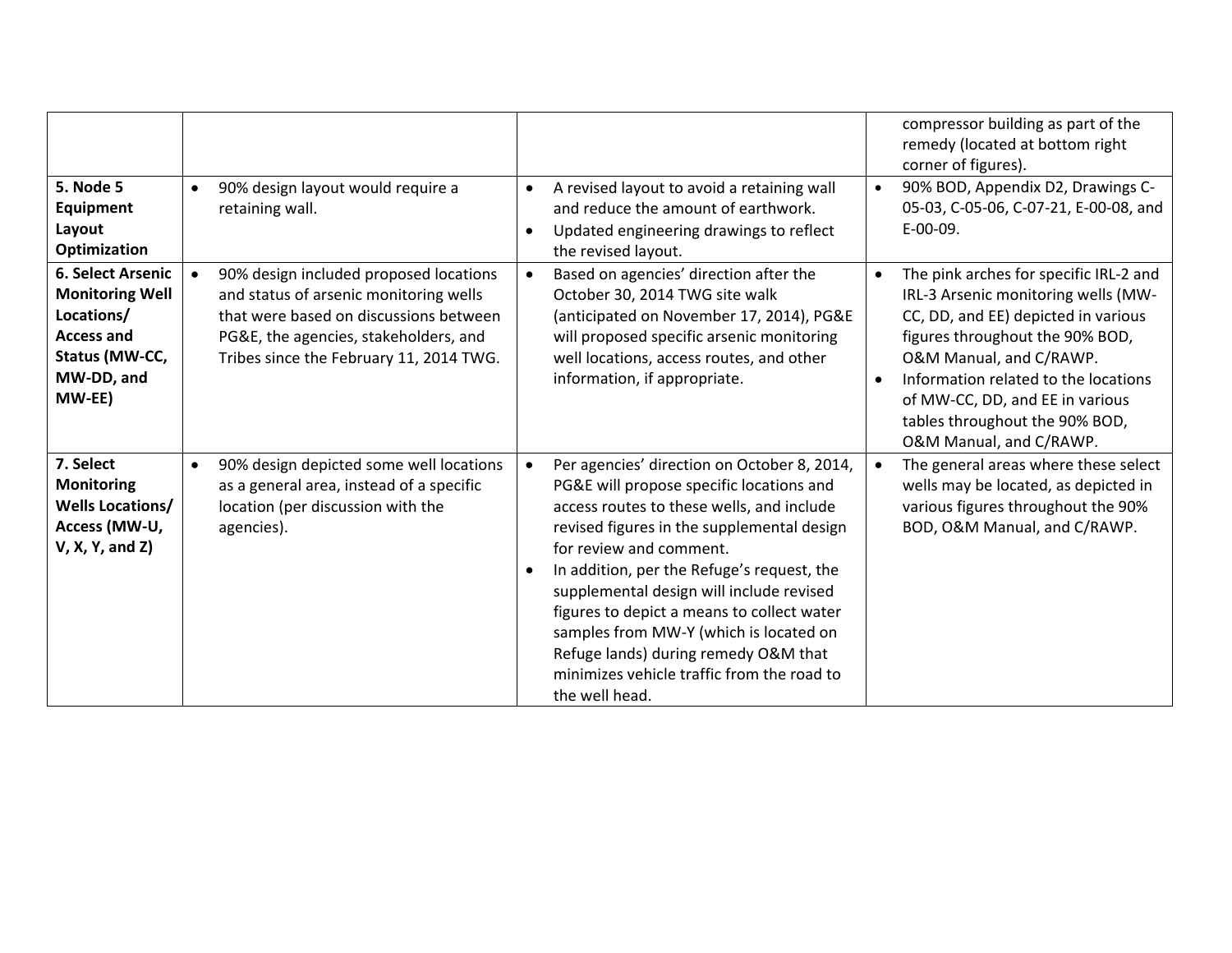| | | | |
|---|---|---|---|
| | | | compressor building as part of the remedy (located at bottom right corner of figures). |
| **5. Node 5 Equipment Layout Optimization** | • 90% design layout would require a retaining wall. | • A revised layout to avoid a retaining wall and reduce the amount of earthwork.<br>• Updated engineering drawings to reflect the revised layout. | • 90% BOD, Appendix D2, Drawings C-05-03, C-05-06, C-07-21, E-00-08, and E-00-09. |
| **6. Select Arsenic Monitoring Well Locations/ Access and Status (MW-CC, MW-DD, and MW-EE)** | • 90% design included proposed locations and status of arsenic monitoring wells that were based on discussions between PG&E, the agencies, stakeholders, and Tribes since the February 11, 2014 TWG. | • Based on agencies' direction after the October 30, 2014 TWG site walk (anticipated on November 17, 2014), PG&E will proposed specific arsenic monitoring well locations, access routes, and other information, if appropriate. | • The pink arches for specific IRL-2 and IRL-3 Arsenic monitoring wells (MW-CC, DD, and EE) depicted in various figures throughout the 90% BOD, O&M Manual, and C/RAWP.<br>• Information related to the locations of MW-CC, DD, and EE in various tables throughout the 90% BOD, O&M Manual, and C/RAWP. |
| **7. Select Monitoring Wells Locations/ Access (MW-U, V, X, Y, and Z)** | • 90% design depicted some well locations as a general area, instead of a specific location (per discussion with the agencies). | • Per agencies' direction on October 8, 2014, PG&E will propose specific locations and access routes to these wells, and include revised figures in the supplemental design for review and comment.<br>• In addition, per the Refuge's request, the supplemental design will include revised figures to depict a means to collect water samples from MW-Y (which is located on Refuge lands) during remedy O&M that minimizes vehicle traffic from the road to the well head. | • The general areas where these select wells may be located, as depicted in various figures throughout the 90% BOD, O&M Manual, and C/RAWP. |